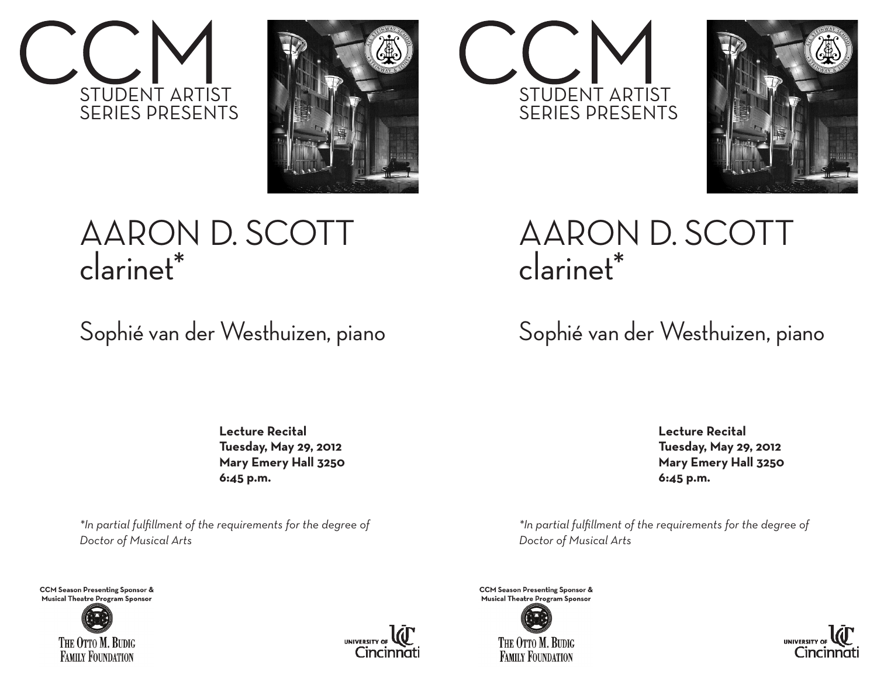# CCM
## STUDENT ARTIST SERIES PRESENTS

# AARON D. SCOTT
## clarinet*

## Sophié van der Westhuizen, piano

**Lecture Recital**
**Tuesday, May 29, 2012**
**Mary Emery Hall 3250**
**6:45 p.m.**

*\*In partial fulfillment of the requirements for the degree of Doctor of Musical Arts*

**CCM Season Presenting Sponsor & Musical Theatre Program Sponsor**

The Otto M. Budig Family Foundation

University of Cincinnati

# CCM
## STUDENT ARTIST SERIES PRESENTS

# AARON D. SCOTT
## clarinet*

## Sophié van der Westhuizen, piano

**Lecture Recital**
**Tuesday, May 29, 2012**
**Mary Emery Hall 3250**
**6:45 p.m.**

*\*In partial fulfillment of the requirements for the degree of Doctor of Musical Arts*

**CCM Season Presenting Sponsor & Musical Theatre Program Sponsor**

The Otto M. Budig Family Foundation

University of Cincinnati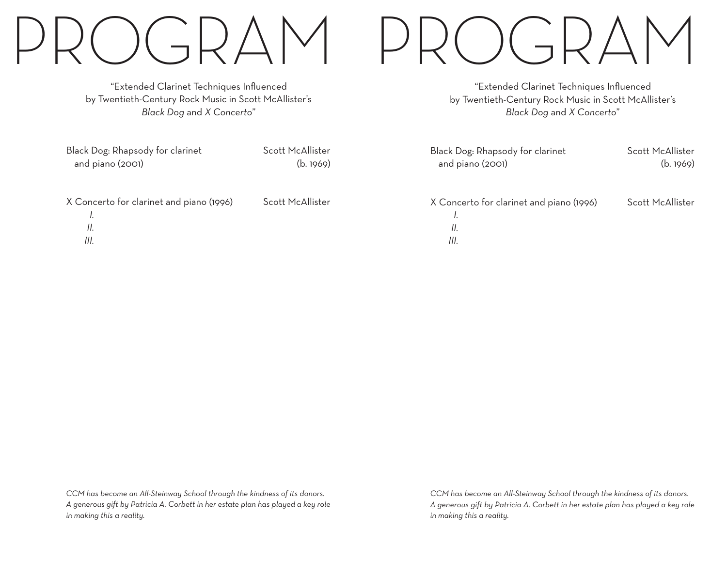# PROGRAM

“Extended Clarinet Techniques Influenced by Twentieth-Century Rock Music in Scott McAllister’s *Black Dog* and *X Concerto*”

Black Dog: Rhapsody for clarinet and piano (2001) — Scott McAllister (b. 1969)

X Concerto for clarinet and piano (1996) — Scott McAllister

*I.*
*II.*
*III.*

*CCM has become an All-Steinway School through the kindness of its donors. A generous gift by Patricia A. Corbett in her estate plan has played a key role in making this a reality.*

# PROGRAM

“Extended Clarinet Techniques Influenced by Twentieth-Century Rock Music in Scott McAllister’s *Black Dog* and *X Concerto*”

Black Dog: Rhapsody for clarinet and piano (2001) — Scott McAllister (b. 1969)

X Concerto for clarinet and piano (1996) — Scott McAllister

*I.*
*II.*
*III.*

*CCM has become an All-Steinway School through the kindness of its donors. A generous gift by Patricia A. Corbett in her estate plan has played a key role in making this a reality.*